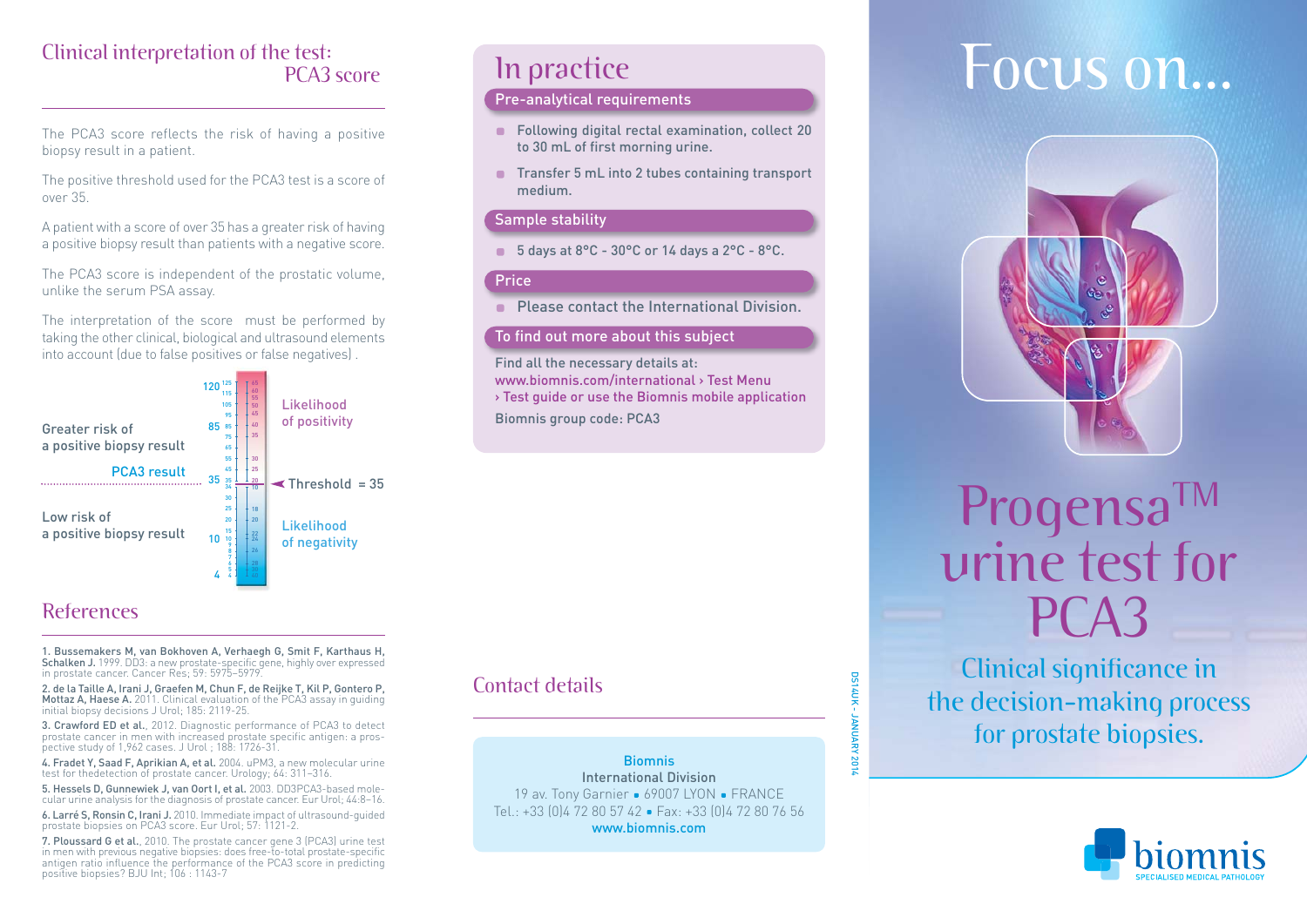## Clinical interpretation of the test: PCA3 score

The PCA3 score reflects the risk of having a positive biopsy result in a patient.

The positive threshold used for the PCA3 test is a score of over 35.

A patient with a score of over 35 has a greater risk of having a positive biopsy result than patients with a negative score.

The PCA3 score is independent of the prostatic volume, unlike the serum PSA assay.

The interpretation of the score must be performed by taking the other clinical, biological and ultrasound elements into account (due to false positives or false negatives).

Greater risk of a positive biopsy result — Likelihood of positivity

PCA3 result — Threshold = 35

Low risk of a positive biopsy result — Likelihood of negativity

120 — 85 — 35 — 10 — 4

## References

1. **Bussemakers M, van Bokhoven A, Verhaegh G, Smit F, Karthaus H, Schalken J.** 1999. DD3: a new prostate-specific gene, highly over expressed in prostate cancer. Cancer Res; 59: 5975–5979.
2. **de la Taille A, Irani J, Graefen M, Chun F, de Reijke T, Kil P, Gontero P, Mottaz A, Haese A.** 2011. Clinical evaluation of the PCA3 assay in guiding initial biopsy decisions J Urol; 185: 2119-25.
3. **Crawford ED et al.**, 2012. Diagnostic performance of PCA3 to detect prostate cancer in men with increased prostate specific antigen: a prospective study of 1,962 cases. J Urol ; 188: 1726-31.
4. **Fradet Y, Saad F, Aprikian A, et al.** 2004. uPM3, a new molecular urine test for thedetection of prostate cancer. Urology; 64: 311–316.
5. **Hessels D, Gunnewiek J, van Oort I, et al.** 2003. DD3PCA3-based molecular urine analysis for the diagnosis of prostate cancer. Eur Urol; 44:8–16.
6. **Larré S, Ronsin C, Irani J.** 2010. Immediate impact of ultrasound-guided prostate biopsies on PCA3 score. Eur Urol; 57: 1121-2.
7. **Ploussard G et al.**, 2010. The prostate cancer gene 3 (PCA3) urine test in men with previous negative biopsies: does free-to-total prostate-specific antigen ratio influence the performance of the PCA3 score in predicting positive biopsies? BJU Int; 106 : 1143-7

## In practice

### Pre-analytical requirements

- Following digital rectal examination, collect 20 to 30 mL of first morning urine.
- Transfer 5 mL into 2 tubes containing transport medium.

### Sample stability

- 5 days at 8°C - 30°C or 14 days a 2°C - 8°C.

### Price

- Please contact the International Division.

### To find out more about this subject

Find all the necessary details at:
www.biomnis.com/international › Test Menu › Test guide or use the Biomnis mobile application

Biomnis group code: PCA3

## Contact details

**Biomnis**
International Division
19 av. Tony Garnier • 69007 LYON • FRANCE
Tel.: +33 (0)4 72 80 57 42 • Fax: +33 (0)4 72 80 76 56
www.biomnis.com

DS14UK - JANUARY 2014

# Focus on...

# Progensa™ urine test for PCA3

## Clinical significance in the decision-making process for prostate biopsies.

biomnis
SPECIALISED MEDICAL PATHOLOGY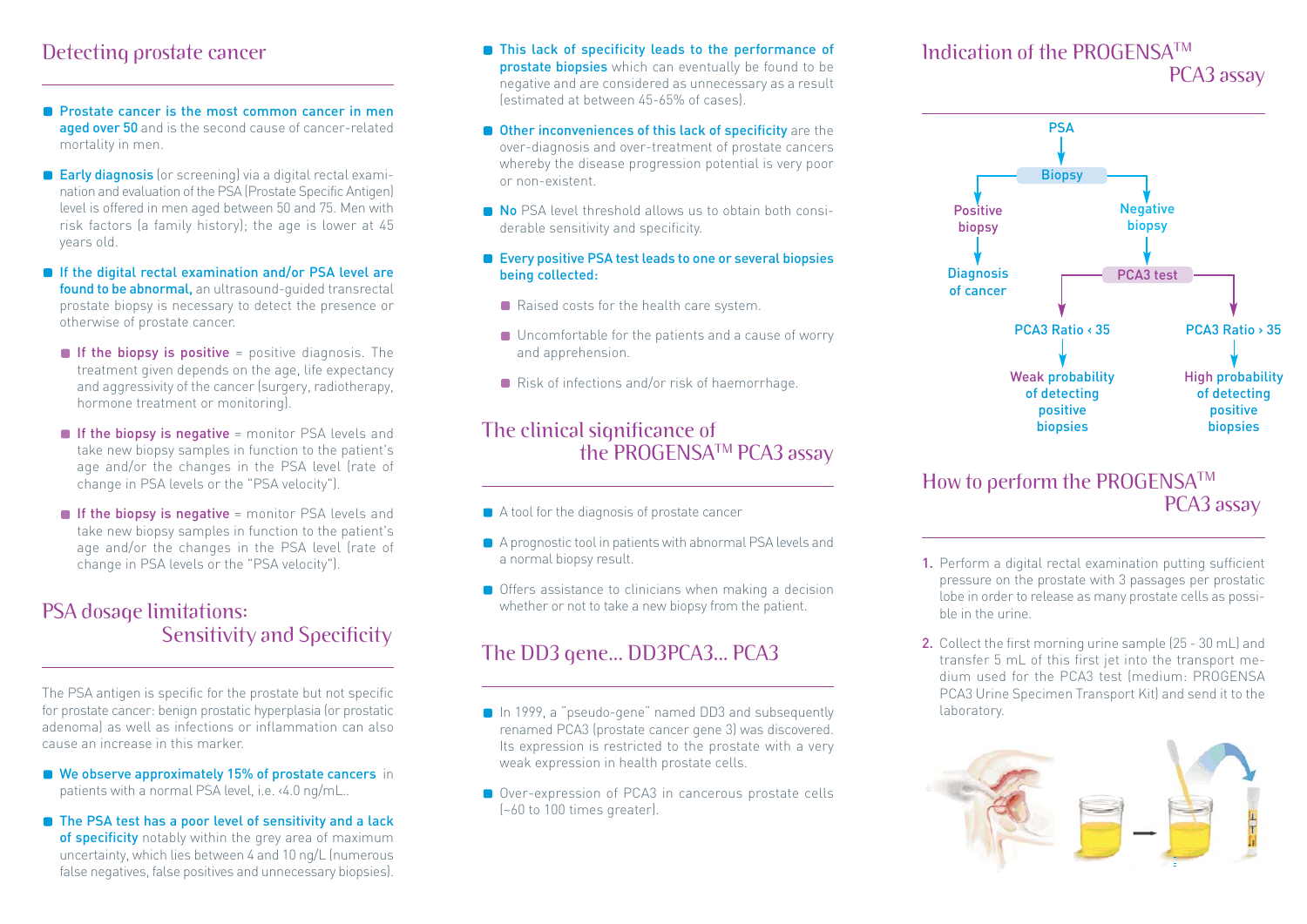## Detecting prostate cancer

- **Prostate cancer is the most common cancer in men aged over 50** and is the second cause of cancer-related mortality in men.
- **Early diagnosis** (or screening) via a digital rectal examination and evaluation of the PSA (Prostate Specific Antigen) level is offered in men aged between 50 and 75. Men with risk factors (a family history); the age is lower at 45 years old.
- **If the digital rectal examination and/or PSA level are found to be abnormal,** an ultrasound-guided transrectal prostate biopsy is necessary to detect the presence or otherwise of prostate cancer.
  - **If the biopsy is positive** = positive diagnosis. The treatment given depends on the age, life expectancy and aggressivity of the cancer (surgery, radiotherapy, hormone treatment or monitoring).
  - **If the biopsy is negative** = monitor PSA levels and take new biopsy samples in function to the patient's age and/or the changes in the PSA level (rate of change in PSA levels or the "PSA velocity").
  - **If the biopsy is negative** = monitor PSA levels and take new biopsy samples in function to the patient's age and/or the changes in the PSA level (rate of change in PSA levels or the "PSA velocity").

## PSA dosage limitations: Sensitivity and Specificity

The PSA antigen is specific for the prostate but not specific for prostate cancer: benign prostatic hyperplasia (or prostatic adenoma) as well as infections or inflammation can also cause an increase in this marker.

- **We observe approximately 15% of prostate cancers** in patients with a normal PSA level, i.e. <4.0 ng/mL..
- **The PSA test has a poor level of sensitivity and a lack of specificity** notably within the grey area of maximum uncertainty, which lies between 4 and 10 ng/L (numerous false negatives, false positives and unnecessary biopsies).
- **This lack of specificity leads to the performance of prostate biopsies** which can eventually be found to be negative and are considered as unnecessary as a result (estimated at between 45-65% of cases).
- **Other inconveniences of this lack of specificity** are the over-diagnosis and over-treatment of prostate cancers whereby the disease progression potential is very poor or non-existent.
- **No** PSA level threshold allows us to obtain both considerable sensitivity and specificity.
- **Every positive PSA test leads to one or several biopsies being collected:**
  - Raised costs for the health care system.
  - Uncomfortable for the patients and a cause of worry and apprehension.
  - Risk of infections and/or risk of haemorrhage.

## The clinical significance of the PROGENSA™ PCA3 assay

- A tool for the diagnosis of prostate cancer
- A prognostic tool in patients with abnormal PSA levels and a normal biopsy result.
- Offers assistance to clinicians when making a decision whether or not to take a new biopsy from the patient.

## The DD3 gene... DD3PCA3... PCA3

- In 1999, a "pseudo-gene" named DD3 and subsequently renamed PCA3 (prostate cancer gene 3) was discovered. Its expression is restricted to the prostate with a very weak expression in health prostate cells.
- Over-expression of PCA3 in cancerous prostate cells (~60 to 100 times greater).

## Indication of the PROGENSA™ PCA3 assay

PSA
Biopsy
Positive biopsy
Negative biopsy
Diagnosis of cancer
PCA3 test
PCA3 Ratio < 35
PCA3 Ratio > 35
Weak probability of detecting positive biopsies
High probability of detecting positive biopsies

## How to perform the PROGENSA™ PCA3 assay

1. Perform a digital rectal examination putting sufficient pressure on the prostate with 3 passages per prostatic lobe in order to release as many prostate cells as possible in the urine.
2. Collect the first morning urine sample (25 - 30 mL) and transfer 5 mL of this first jet into the transport medium used for the PCA3 test (medium: PROGENSA PCA3 Urine Specimen Transport Kit) and send it to the laboratory.